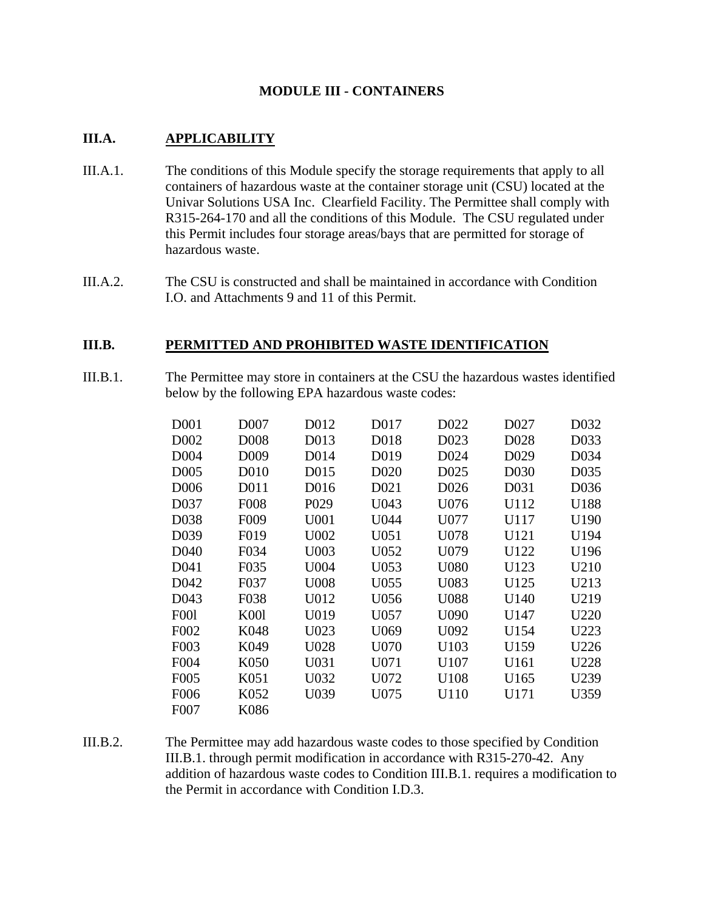# MODULE III - CONTAINERS

## III.A. APPLICABILITY

III.A.1. The conditions of this Module specify the storage requirements that apply to all containers of hazardous waste at the container storage unit (CSU) located at the Univar Solutions USA Inc. Clearfield Facility. The Permittee shall comply with R315-264-170 and all the conditions of this Module. The CSU regulated under this Permit includes four storage areas/bays that are permitted for storage of hazardous waste.

III.A.2. The CSU is constructed and shall be maintained in accordance with Condition I.O. and Attachments 9 and 11 of this Permit.

## III.B. PERMITTED AND PROHIBITED WASTE IDENTIFICATION

III.B.1. The Permittee may store in containers at the CSU the hazardous wastes identified below by the following EPA hazardous waste codes:

| | | | | | | |
|---|---|---|---|---|---|---|
| D001 | D007 | D012 | D017 | D022 | D027 | D032 |
| D002 | D008 | D013 | D018 | D023 | D028 | D033 |
| D004 | D009 | D014 | D019 | D024 | D029 | D034 |
| D005 | D010 | D015 | D020 | D025 | D030 | D035 |
| D006 | D011 | D016 | D021 | D026 | D031 | D036 |
| D037 | F008 | P029 | U043 | U076 | U112 | U188 |
| D038 | F009 | U001 | U044 | U077 | U117 | U190 |
| D039 | F019 | U002 | U051 | U078 | U121 | U194 |
| D040 | F034 | U003 | U052 | U079 | U122 | U196 |
| D041 | F035 | U004 | U053 | U080 | U123 | U210 |
| D042 | F037 | U008 | U055 | U083 | U125 | U213 |
| D043 | F038 | U012 | U056 | U088 | U140 | U219 |
| F00l | K00l | U019 | U057 | U090 | U147 | U220 |
| F002 | K048 | U023 | U069 | U092 | U154 | U223 |
| F003 | K049 | U028 | U070 | U103 | U159 | U226 |
| F004 | K050 | U031 | U071 | U107 | U161 | U228 |
| F005 | K051 | U032 | U072 | U108 | U165 | U239 |
| F006 | K052 | U039 | U075 | U110 | U171 | U359 |
| F007 | K086 | | | | | |

III.B.2. The Permittee may add hazardous waste codes to those specified by Condition III.B.1. through permit modification in accordance with R315-270-42. Any addition of hazardous waste codes to Condition III.B.1. requires a modification to the Permit in accordance with Condition I.D.3.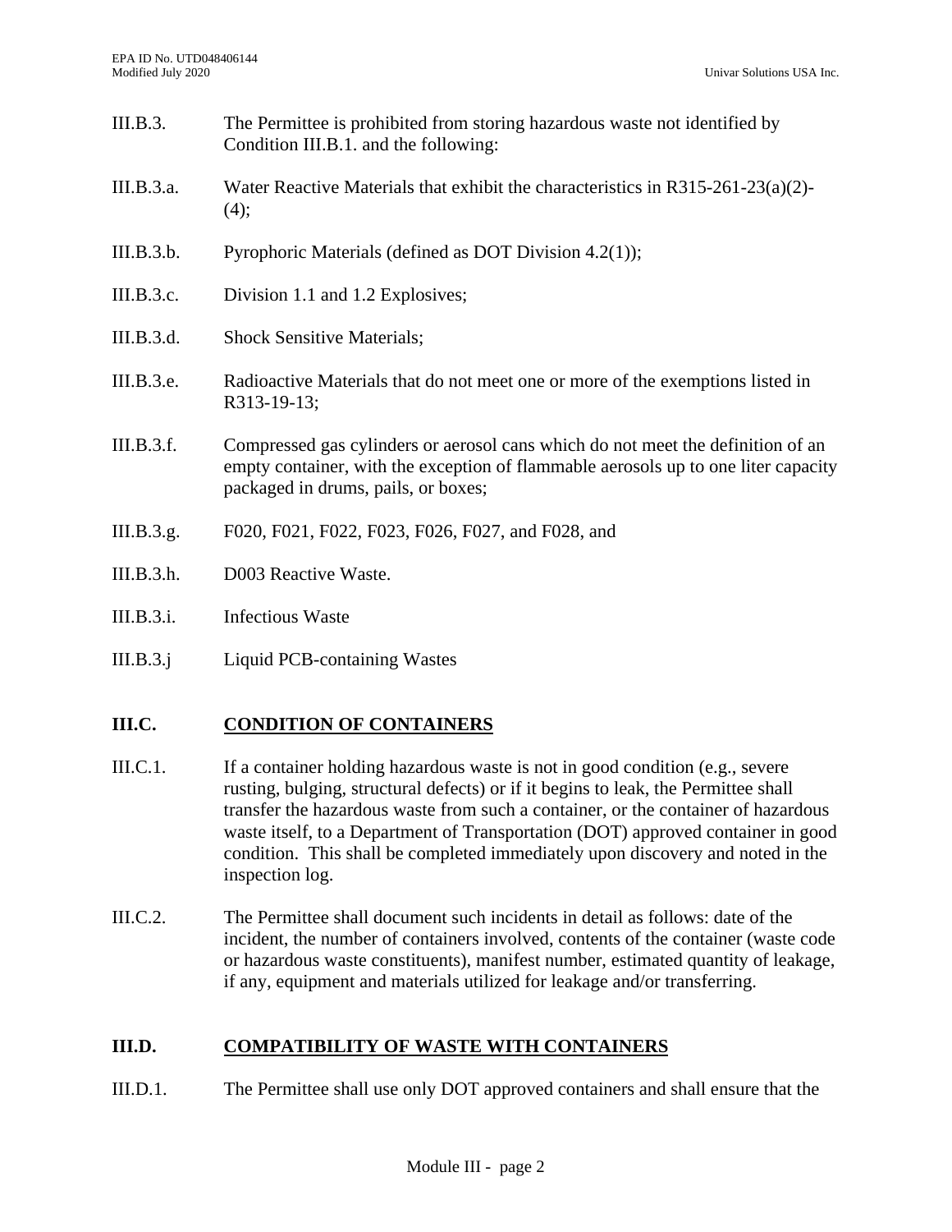III.B.3. The Permittee is prohibited from storing hazardous waste not identified by Condition III.B.1. and the following:

III.B.3.a. Water Reactive Materials that exhibit the characteristics in R315-261-23(a)(2)-(4);

III.B.3.b. Pyrophoric Materials (defined as DOT Division 4.2(1));

III.B.3.c. Division 1.1 and 1.2 Explosives;

III.B.3.d. Shock Sensitive Materials;

III.B.3.e. Radioactive Materials that do not meet one or more of the exemptions listed in R313-19-13;

III.B.3.f. Compressed gas cylinders or aerosol cans which do not meet the definition of an empty container, with the exception of flammable aerosols up to one liter capacity packaged in drums, pails, or boxes;

III.B.3.g. F020, F021, F022, F023, F026, F027, and F028, and

III.B.3.h. D003 Reactive Waste.

III.B.3.i. Infectious Waste

III.B.3.j Liquid PCB-containing Wastes

## III.C. CONDITION OF CONTAINERS

III.C.1. If a container holding hazardous waste is not in good condition (e.g., severe rusting, bulging, structural defects) or if it begins to leak, the Permittee shall transfer the hazardous waste from such a container, or the container of hazardous waste itself, to a Department of Transportation (DOT) approved container in good condition. This shall be completed immediately upon discovery and noted in the inspection log.

III.C.2. The Permittee shall document such incidents in detail as follows: date of the incident, the number of containers involved, contents of the container (waste code or hazardous waste constituents), manifest number, estimated quantity of leakage, if any, equipment and materials utilized for leakage and/or transferring.

## III.D. COMPATIBILITY OF WASTE WITH CONTAINERS

III.D.1. The Permittee shall use only DOT approved containers and shall ensure that the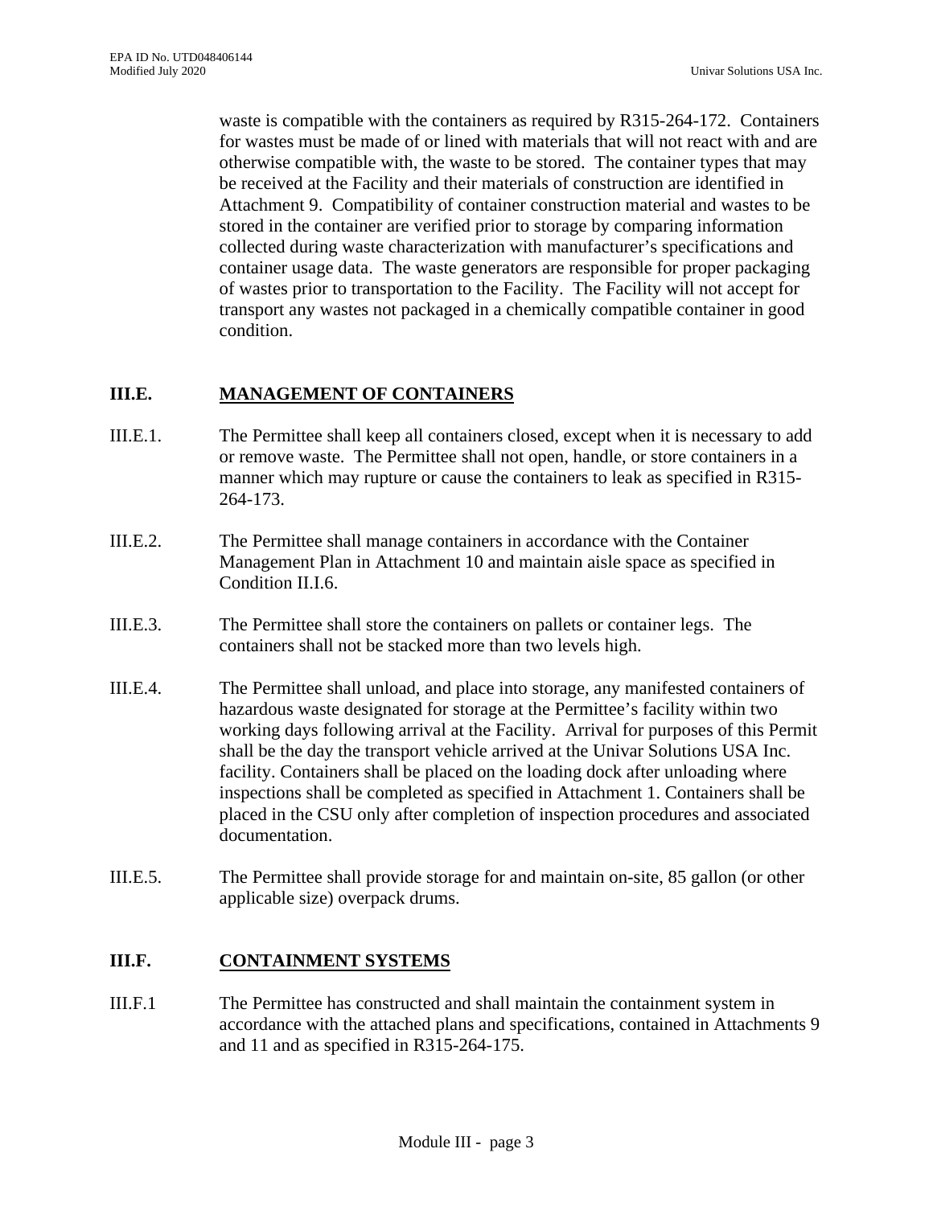waste is compatible with the containers as required by R315-264-172. Containers for wastes must be made of or lined with materials that will not react with and are otherwise compatible with, the waste to be stored. The container types that may be received at the Facility and their materials of construction are identified in Attachment 9. Compatibility of container construction material and wastes to be stored in the container are verified prior to storage by comparing information collected during waste characterization with manufacturer's specifications and container usage data. The waste generators are responsible for proper packaging of wastes prior to transportation to the Facility. The Facility will not accept for transport any wastes not packaged in a chemically compatible container in good condition.

## III.E. MANAGEMENT OF CONTAINERS

III.E.1. The Permittee shall keep all containers closed, except when it is necessary to add or remove waste. The Permittee shall not open, handle, or store containers in a manner which may rupture or cause the containers to leak as specified in R315-264-173.

III.E.2. The Permittee shall manage containers in accordance with the Container Management Plan in Attachment 10 and maintain aisle space as specified in Condition II.I.6.

III.E.3. The Permittee shall store the containers on pallets or container legs. The containers shall not be stacked more than two levels high.

III.E.4. The Permittee shall unload, and place into storage, any manifested containers of hazardous waste designated for storage at the Permittee's facility within two working days following arrival at the Facility. Arrival for purposes of this Permit shall be the day the transport vehicle arrived at the Univar Solutions USA Inc. facility. Containers shall be placed on the loading dock after unloading where inspections shall be completed as specified in Attachment 1. Containers shall be placed in the CSU only after completion of inspection procedures and associated documentation.

III.E.5. The Permittee shall provide storage for and maintain on-site, 85 gallon (or other applicable size) overpack drums.

## III.F. CONTAINMENT SYSTEMS

III.F.1 The Permittee has constructed and shall maintain the containment system in accordance with the attached plans and specifications, contained in Attachments 9 and 11 and as specified in R315-264-175.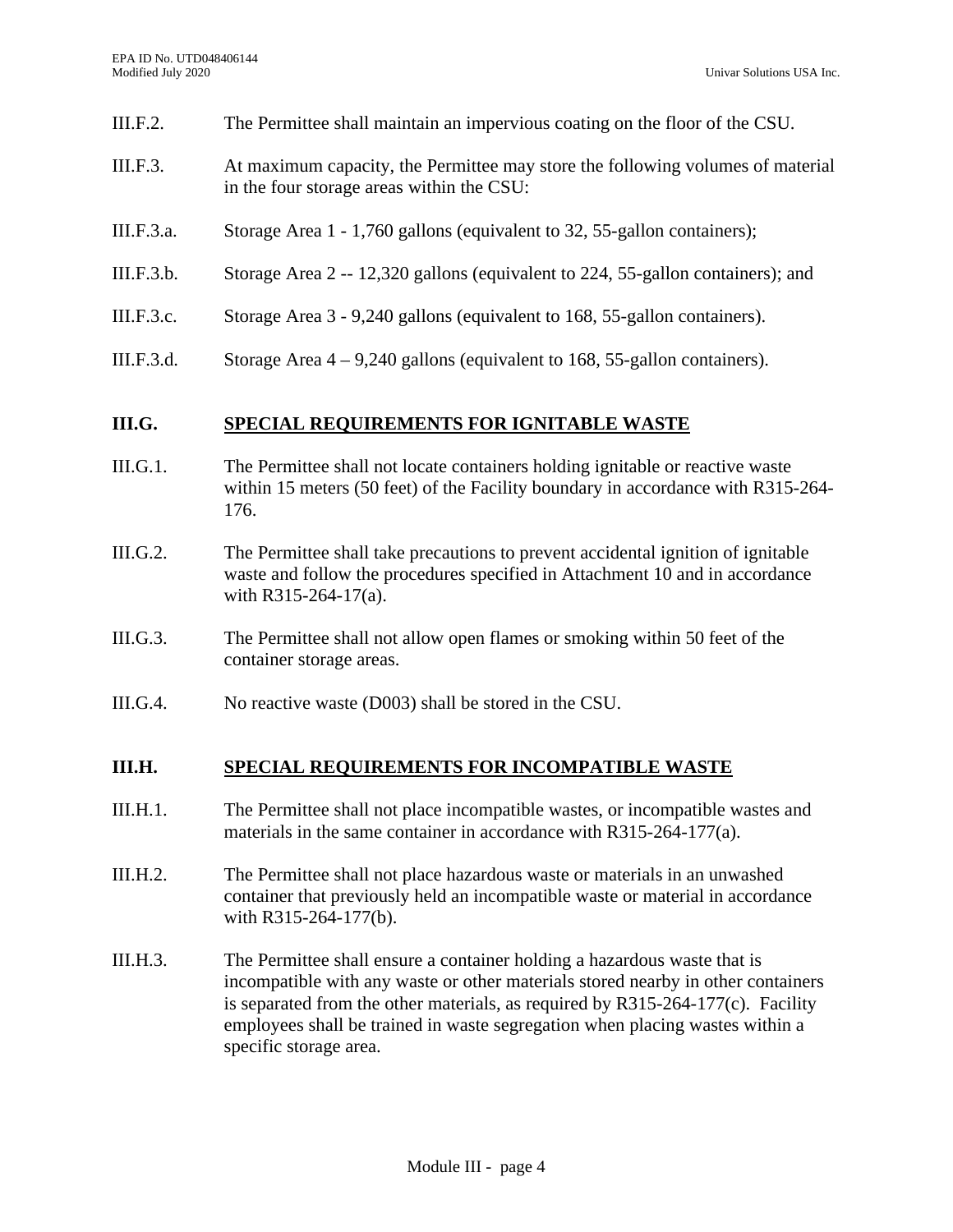III.F.2. The Permittee shall maintain an impervious coating on the floor of the CSU.

III.F.3. At maximum capacity, the Permittee may store the following volumes of material in the four storage areas within the CSU:

III.F.3.a. Storage Area 1 - 1,760 gallons (equivalent to 32, 55-gallon containers);

III.F.3.b. Storage Area 2 -- 12,320 gallons (equivalent to 224, 55-gallon containers); and

III.F.3.c. Storage Area 3 - 9,240 gallons (equivalent to 168, 55-gallon containers).

III.F.3.d. Storage Area 4 – 9,240 gallons (equivalent to 168, 55-gallon containers).

## III.G. SPECIAL REQUIREMENTS FOR IGNITABLE WASTE

III.G.1. The Permittee shall not locate containers holding ignitable or reactive waste within 15 meters (50 feet) of the Facility boundary in accordance with R315-264-176.

III.G.2. The Permittee shall take precautions to prevent accidental ignition of ignitable waste and follow the procedures specified in Attachment 10 and in accordance with R315-264-17(a).

III.G.3. The Permittee shall not allow open flames or smoking within 50 feet of the container storage areas.

III.G.4. No reactive waste (D003) shall be stored in the CSU.

## III.H. SPECIAL REQUIREMENTS FOR INCOMPATIBLE WASTE

III.H.1. The Permittee shall not place incompatible wastes, or incompatible wastes and materials in the same container in accordance with R315-264-177(a).

III.H.2. The Permittee shall not place hazardous waste or materials in an unwashed container that previously held an incompatible waste or material in accordance with R315-264-177(b).

III.H.3. The Permittee shall ensure a container holding a hazardous waste that is incompatible with any waste or other materials stored nearby in other containers is separated from the other materials, as required by R315-264-177(c). Facility employees shall be trained in waste segregation when placing wastes within a specific storage area.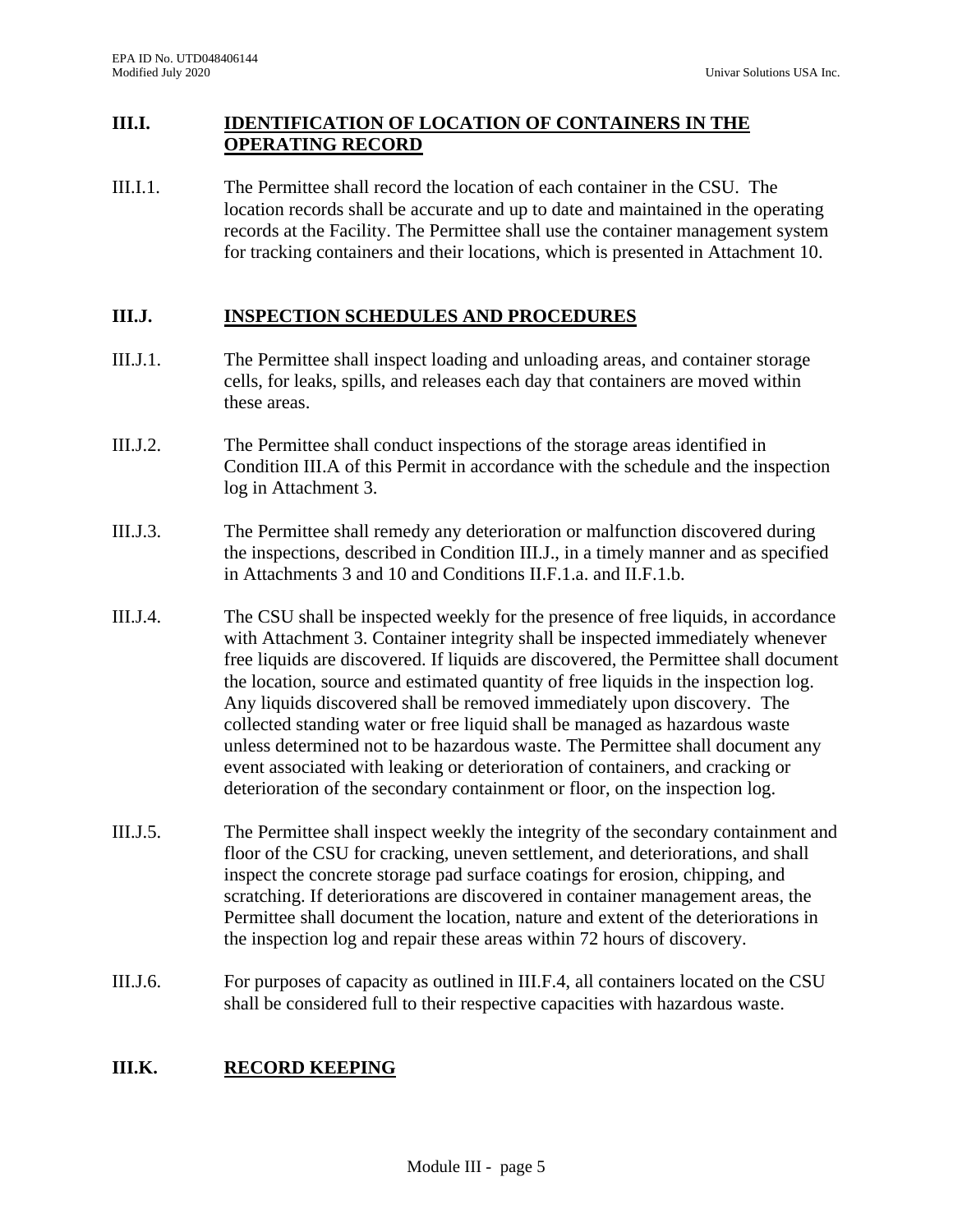## III.I. IDENTIFICATION OF LOCATION OF CONTAINERS IN THE OPERATING RECORD

III.I.1. The Permittee shall record the location of each container in the CSU. The location records shall be accurate and up to date and maintained in the operating records at the Facility. The Permittee shall use the container management system for tracking containers and their locations, which is presented in Attachment 10.

## III.J. INSPECTION SCHEDULES AND PROCEDURES

III.J.1. The Permittee shall inspect loading and unloading areas, and container storage cells, for leaks, spills, and releases each day that containers are moved within these areas.

III.J.2. The Permittee shall conduct inspections of the storage areas identified in Condition III.A of this Permit in accordance with the schedule and the inspection log in Attachment 3.

III.J.3. The Permittee shall remedy any deterioration or malfunction discovered during the inspections, described in Condition III.J., in a timely manner and as specified in Attachments 3 and 10 and Conditions II.F.1.a. and II.F.1.b.

III.J.4. The CSU shall be inspected weekly for the presence of free liquids, in accordance with Attachment 3. Container integrity shall be inspected immediately whenever free liquids are discovered. If liquids are discovered, the Permittee shall document the location, source and estimated quantity of free liquids in the inspection log. Any liquids discovered shall be removed immediately upon discovery. The collected standing water or free liquid shall be managed as hazardous waste unless determined not to be hazardous waste. The Permittee shall document any event associated with leaking or deterioration of containers, and cracking or deterioration of the secondary containment or floor, on the inspection log.

III.J.5. The Permittee shall inspect weekly the integrity of the secondary containment and floor of the CSU for cracking, uneven settlement, and deteriorations, and shall inspect the concrete storage pad surface coatings for erosion, chipping, and scratching. If deteriorations are discovered in container management areas, the Permittee shall document the location, nature and extent of the deteriorations in the inspection log and repair these areas within 72 hours of discovery.

III.J.6. For purposes of capacity as outlined in III.F.4, all containers located on the CSU shall be considered full to their respective capacities with hazardous waste.

## III.K. RECORD KEEPING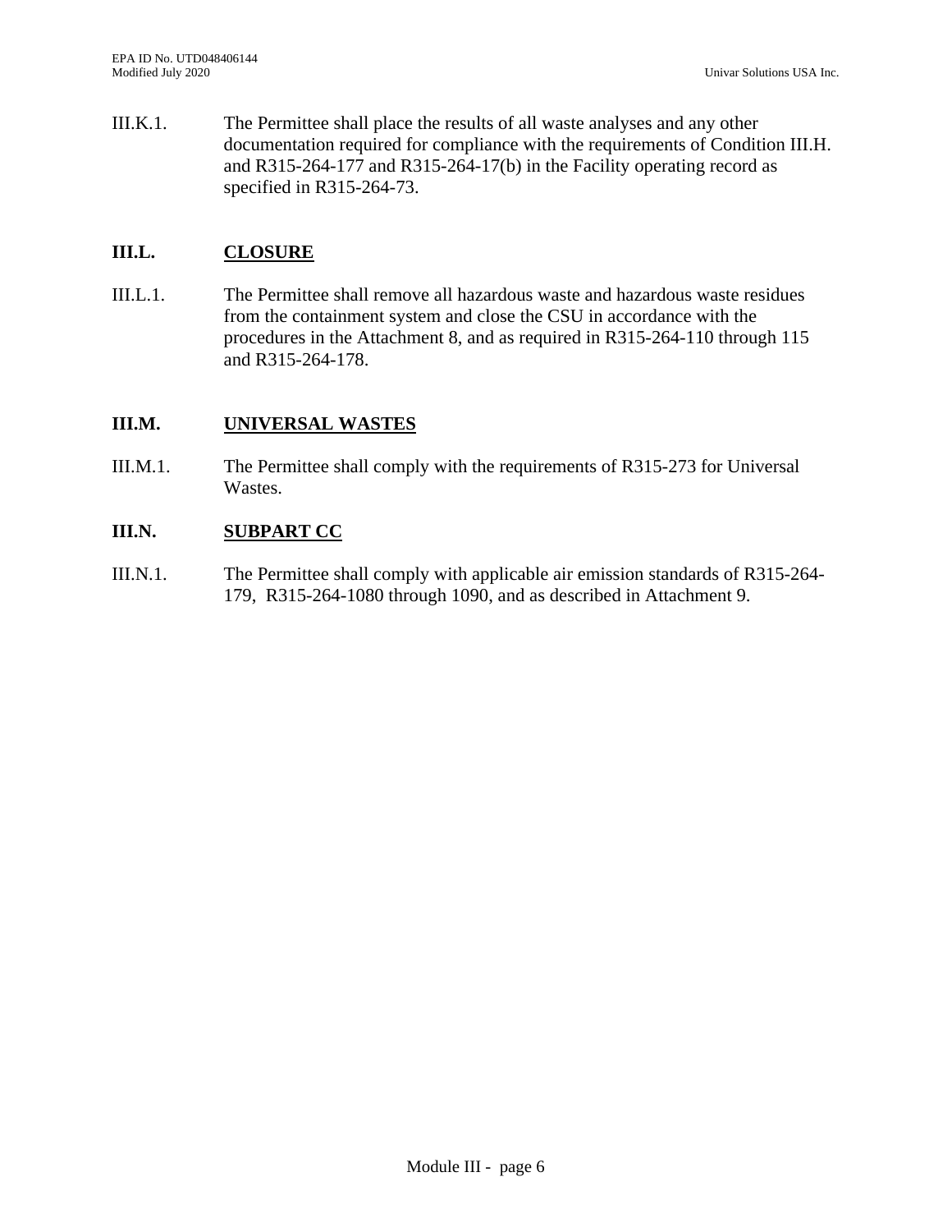III.K.1. The Permittee shall place the results of all waste analyses and any other documentation required for compliance with the requirements of Condition III.H. and R315-264-177 and R315-264-17(b) in the Facility operating record as specified in R315-264-73.

## III.L. CLOSURE

III.L.1. The Permittee shall remove all hazardous waste and hazardous waste residues from the containment system and close the CSU in accordance with the procedures in the Attachment 8, and as required in R315-264-110 through 115 and R315-264-178.

## III.M. UNIVERSAL WASTES

III.M.1. The Permittee shall comply with the requirements of R315-273 for Universal Wastes.

## III.N. SUBPART CC

III.N.1. The Permittee shall comply with applicable air emission standards of R315-264-179, R315-264-1080 through 1090, and as described in Attachment 9.